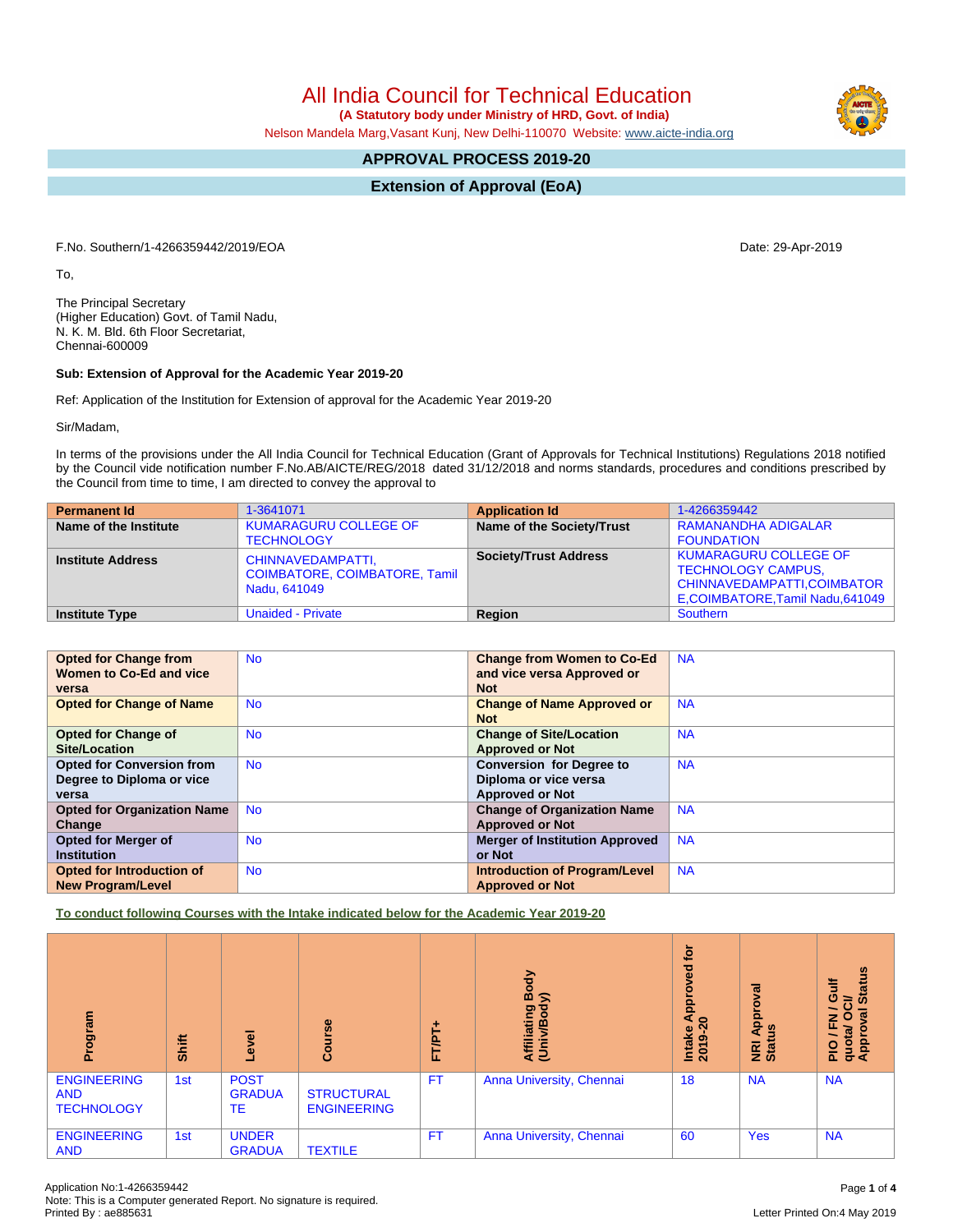# All India Council for Technical Education

**(A Statutory body under Ministry of HRD, Govt. of India)**

Nelson Mandela Marg,Vasant Kunj, New Delhi-110070 Website: www.aicte-india.org

## APPROVAL PROCESS 2019-20

## Extension of Approval (EoA)

F.No. Southern/1-4266359442/2019/EOA

Date: 29-Apr-2019

To,

The Principal Secretary
(Higher Education) Govt. of Tamil Nadu,
N. K. M. Bld. 6th Floor Secretariat,
Chennai-600009

**Sub: Extension of Approval for the Academic Year 2019-20**

Ref: Application of the Institution for Extension of approval for the Academic Year 2019-20

Sir/Madam,

In terms of the provisions under the All India Council for Technical Education (Grant of Approvals for Technical Institutions) Regulations 2018 notified by the Council vide notification number F.No.AB/AICTE/REG/2018 dated 31/12/2018 and norms standards, procedures and conditions prescribed by the Council from time to time, I am directed to convey the approval to

| **Permanent Id** | 1-3641071 | **Application Id** | 1-4266359442 |
|---|---|---|---|
| **Name of the Institute** | KUMARAGURU COLLEGE OF TECHNOLOGY | **Name of the Society/Trust** | RAMANANDHA ADIGALAR FOUNDATION |
| **Institute Address** | CHINNAVEDAMPATTI, COIMBATORE, COIMBATORE, Tamil Nadu, 641049 | **Society/Trust Address** | KUMARAGURU COLLEGE OF TECHNOLOGY CAMPUS, CHINNAVEDAMPATTI,COIMBATORE,COIMBATORE,Tamil Nadu,641049 |
| **Institute Type** | Unaided - Private | **Region** | Southern |

| **Opted for Change from Women to Co-Ed and vice versa** | No | **Change from Women to Co-Ed and vice versa Approved or Not** | NA |
|---|---|---|---|
| **Opted for Change of Name** | No | **Change of Name Approved or Not** | NA |
| **Opted for Change of Site/Location** | No | **Change of Site/Location Approved or Not** | NA |
| **Opted for Conversion from Degree to Diploma or vice versa** | No | **Conversion for Degree to Diploma or vice versa Approved or Not** | NA |
| **Opted for Organization Name Change** | No | **Change of Organization Name Approved or Not** | NA |
| **Opted for Merger of Institution** | No | **Merger of Institution Approved or Not** | NA |
| **Opted for Introduction of New Program/Level** | No | **Introduction of Program/Level Approved or Not** | NA |

**To conduct following Courses with the Intake indicated below for the Academic Year 2019-20**

| Program | Shift | Level | Course | FT/PT+ | Affiliating Body (Univ/Body) | Intake Approved for 2019-20 | NRI Approval Status | PIO / FN / Gulf quota/ OCI/ Approval Status |
|---|---|---|---|---|---|---|---|---|
| ENGINEERING AND TECHNOLOGY | 1st | POST GRADUATE | STRUCTURAL ENGINEERING | FT | Anna University, Chennai | 18 | NA | NA |
| ENGINEERING AND | 1st | UNDER GRADUA | TEXTILE | FT | Anna University, Chennai | 60 | Yes | NA |

Application No:1-4266359442
Note: This is a Computer generated Report. No signature is required.
Printed By : ae885631

Letter Printed On:4 May 2019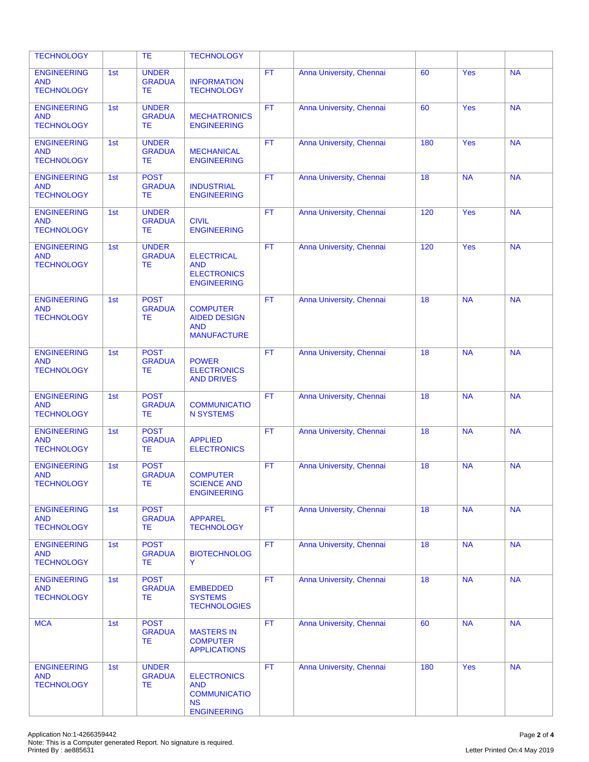| | | | | | | | | |
|---|---|---|---|---|---|---|---|---|
| TECHNOLOGY | | TE | TECHNOLOGY | | | | | |
| ENGINEERING AND TECHNOLOGY | 1st | UNDER GRADUATE | INFORMATION TECHNOLOGY | FT | Anna University, Chennai | 60 | Yes | NA |
| ENGINEERING AND TECHNOLOGY | 1st | UNDER GRADUATE | MECHATRONICS ENGINEERING | FT | Anna University, Chennai | 60 | Yes | NA |
| ENGINEERING AND TECHNOLOGY | 1st | UNDER GRADUATE | MECHANICAL ENGINEERING | FT | Anna University, Chennai | 180 | Yes | NA |
| ENGINEERING AND TECHNOLOGY | 1st | POST GRADUATE | INDUSTRIAL ENGINEERING | FT | Anna University, Chennai | 18 | NA | NA |
| ENGINEERING AND TECHNOLOGY | 1st | UNDER GRADUATE | CIVIL ENGINEERING | FT | Anna University, Chennai | 120 | Yes | NA |
| ENGINEERING AND TECHNOLOGY | 1st | UNDER GRADUATE | ELECTRICAL AND ELECTRONICS ENGINEERING | FT | Anna University, Chennai | 120 | Yes | NA |
| ENGINEERING AND TECHNOLOGY | 1st | POST GRADUATE | COMPUTER AIDED DESIGN AND MANUFACTURE | FT | Anna University, Chennai | 18 | NA | NA |
| ENGINEERING AND TECHNOLOGY | 1st | POST GRADUATE | POWER ELECTRONICS AND DRIVES | FT | Anna University, Chennai | 18 | NA | NA |
| ENGINEERING AND TECHNOLOGY | 1st | POST GRADUATE | COMMUNICATION SYSTEMS | FT | Anna University, Chennai | 18 | NA | NA |
| ENGINEERING AND TECHNOLOGY | 1st | POST GRADUATE | APPLIED ELECTRONICS | FT | Anna University, Chennai | 18 | NA | NA |
| ENGINEERING AND TECHNOLOGY | 1st | POST GRADUATE | COMPUTER SCIENCE AND ENGINEERING | FT | Anna University, Chennai | 18 | NA | NA |
| ENGINEERING AND TECHNOLOGY | 1st | POST GRADUATE | APPAREL TECHNOLOGY | FT | Anna University, Chennai | 18 | NA | NA |
| ENGINEERING AND TECHNOLOGY | 1st | POST GRADUATE | BIOTECHNOLOGY | FT | Anna University, Chennai | 18 | NA | NA |
| ENGINEERING AND TECHNOLOGY | 1st | POST GRADUATE | EMBEDDED SYSTEMS TECHNOLOGIES | FT | Anna University, Chennai | 18 | NA | NA |
| MCA | 1st | POST GRADUATE | MASTERS IN COMPUTER APPLICATIONS | FT | Anna University, Chennai | 60 | NA | NA |
| ENGINEERING AND TECHNOLOGY | 1st | UNDER GRADUATE | ELECTRONICS AND COMMUNICATIONS ENGINEERING | FT | Anna University, Chennai | 180 | Yes | NA |

Application No:1-4266359442
Note: This is a Computer generated Report. No signature is required.
Printed By : ae885631

Letter Printed On:4 May 2019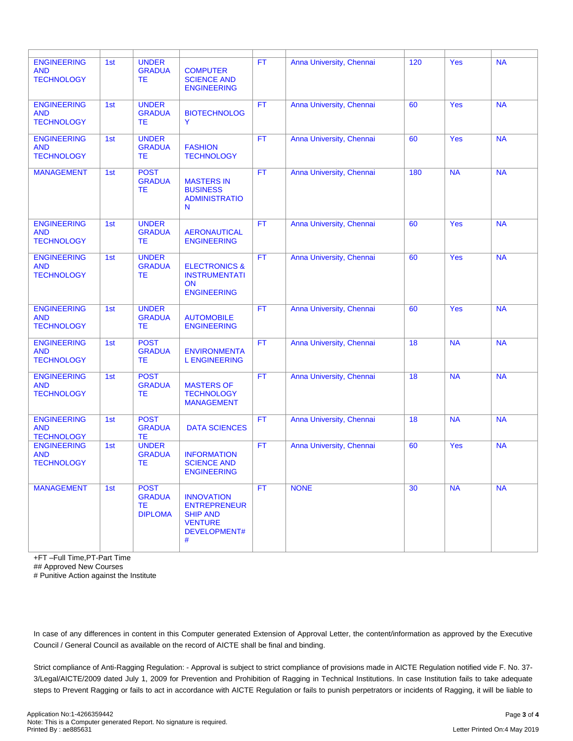| | | | | | | | | |
|---|---|---|---|---|---|---|---|---|
| ENGINEERING AND TECHNOLOGY | 1st | UNDER GRADUATE | COMPUTER SCIENCE AND ENGINEERING | FT | Anna University, Chennai | 120 | Yes | NA |
| ENGINEERING AND TECHNOLOGY | 1st | UNDER GRADUATE | BIOTECHNOLOGY | FT | Anna University, Chennai | 60 | Yes | NA |
| ENGINEERING AND TECHNOLOGY | 1st | UNDER GRADUATE | FASHION TECHNOLOGY | FT | Anna University, Chennai | 60 | Yes | NA |
| MANAGEMENT | 1st | POST GRADUATE | MASTERS IN BUSINESS ADMINISTRATION | FT | Anna University, Chennai | 180 | NA | NA |
| ENGINEERING AND TECHNOLOGY | 1st | UNDER GRADUATE | AERONAUTICAL ENGINEERING | FT | Anna University, Chennai | 60 | Yes | NA |
| ENGINEERING AND TECHNOLOGY | 1st | UNDER GRADUATE | ELECTRONICS & INSTRUMENTATION ENGINEERING | FT | Anna University, Chennai | 60 | Yes | NA |
| ENGINEERING AND TECHNOLOGY | 1st | UNDER GRADUATE | AUTOMOBILE ENGINEERING | FT | Anna University, Chennai | 60 | Yes | NA |
| ENGINEERING AND TECHNOLOGY | 1st | POST GRADUATE | ENVIRONMENTAL ENGINEERING | FT | Anna University, Chennai | 18 | NA | NA |
| ENGINEERING AND TECHNOLOGY | 1st | POST GRADUATE | MASTERS OF TECHNOLOGY MANAGEMENT | FT | Anna University, Chennai | 18 | NA | NA |
| ENGINEERING AND TECHNOLOGY | 1st | POST GRADUATE | DATA SCIENCES | FT | Anna University, Chennai | 18 | NA | NA |
| ENGINEERING AND TECHNOLOGY | 1st | UNDER GRADUATE | INFORMATION SCIENCE AND ENGINEERING | FT | Anna University, Chennai | 60 | Yes | NA |
| MANAGEMENT | 1st | POST GRADUATE DIPLOMA | INNOVATION ENTREPRENEURSHIP AND VENTURE DEVELOPMENT## | FT | NONE | 30 | NA | NA |

+FT –Full Time,PT-Part Time
## Approved New Courses
# Punitive Action against the Institute

In case of any differences in content in this Computer generated Extension of Approval Letter, the content/information as approved by the Executive Council / General Council as available on the record of AICTE shall be final and binding.

Strict compliance of Anti-Ragging Regulation: - Approval is subject to strict compliance of provisions made in AICTE Regulation notified vide F. No. 37-3/Legal/AICTE/2009 dated July 1, 2009 for Prevention and Prohibition of Ragging in Technical Institutions. In case Institution fails to take adequate steps to Prevent Ragging or fails to act in accordance with AICTE Regulation or fails to punish perpetrators or incidents of Ragging, it will be liable to

Application No:1-4266359442
Note: This is a Computer generated Report. No signature is required.
Printed By : ae885631

Letter Printed On:4 May 2019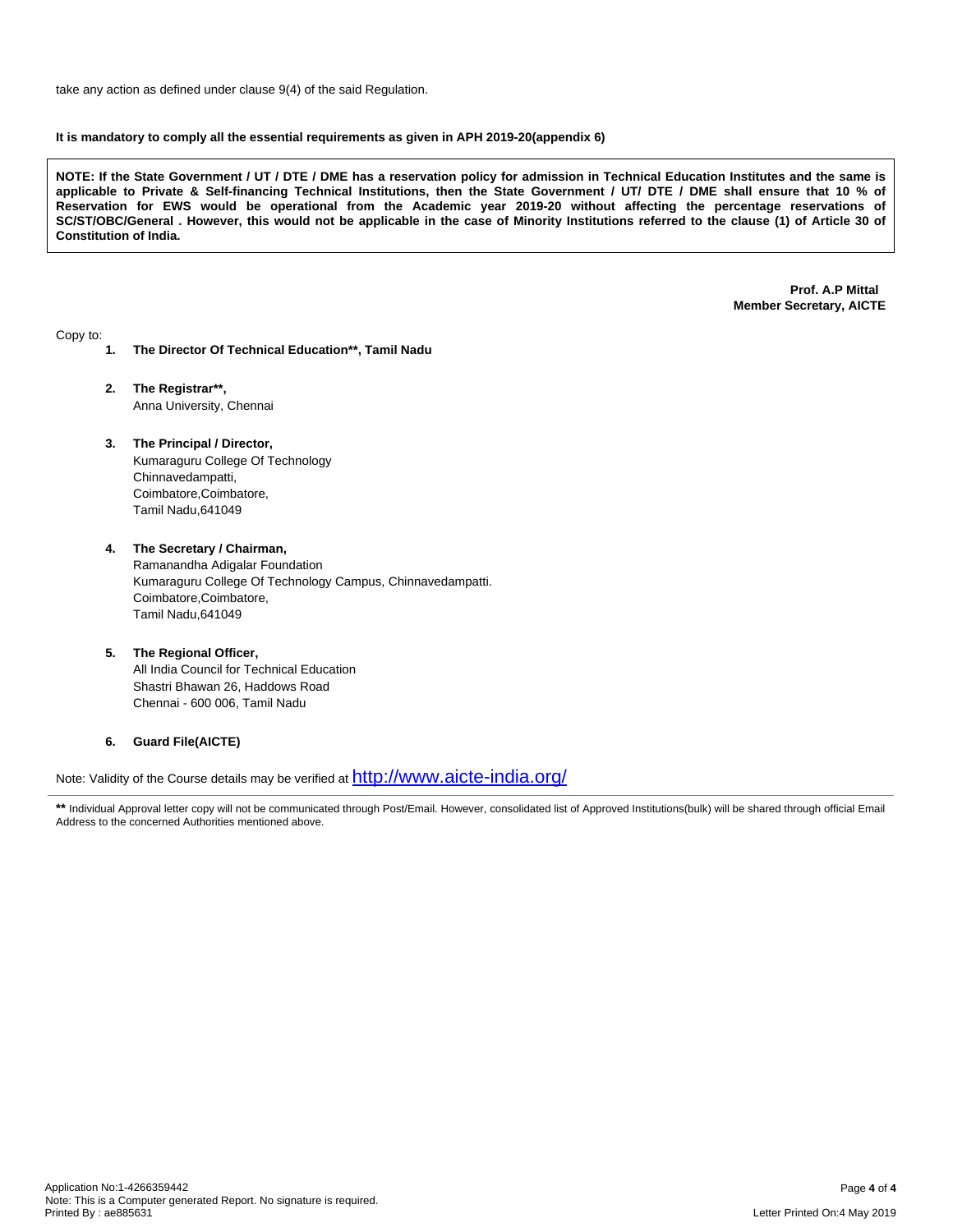take any action as defined under clause 9(4) of the said Regulation.

**It is mandatory to comply all the essential requirements as given in APH 2019-20(appendix 6)**

**NOTE: If the State Government / UT / DTE / DME has a reservation policy for admission in Technical Education Institutes and the same is applicable to Private & Self-financing Technical Institutions, then the State Government / UT/ DTE / DME shall ensure that 10 % of Reservation for EWS would be operational from the Academic year 2019-20 without affecting the percentage reservations of SC/ST/OBC/General . However, this would not be applicable in the case of Minority Institutions referred to the clause (1) of Article 30 of Constitution of India.**

**Prof. A.P Mittal**
**Member Secretary, AICTE**

Copy to:

1. **The Director Of Technical Education\*\*, Tamil Nadu**

2. **The Registrar\*\*,**
   Anna University, Chennai

3. **The Principal / Director,**
   Kumaraguru College Of Technology
   Chinnavedampatti,
   Coimbatore,Coimbatore,
   Tamil Nadu,641049

4. **The Secretary / Chairman,**
   Ramanandha Adigalar Foundation
   Kumaraguru College Of Technology Campus, Chinnavedampatti.
   Coimbatore,Coimbatore,
   Tamil Nadu,641049

5. **The Regional Officer,**
   All India Council for Technical Education
   Shastri Bhawan 26, Haddows Road
   Chennai - 600 006, Tamil Nadu

6. **Guard File(AICTE)**

Note: Validity of the Course details may be verified at http://www.aicte-india.org/

---

**\*\*** Individual Approval letter copy will not be communicated through Post/Email. However, consolidated list of Approved Institutions(bulk) will be shared through official Email Address to the concerned Authorities mentioned above.

Application No:1-4266359442
Note: This is a Computer generated Report. No signature is required.
Printed By : ae885631

Letter Printed On:4 May 2019